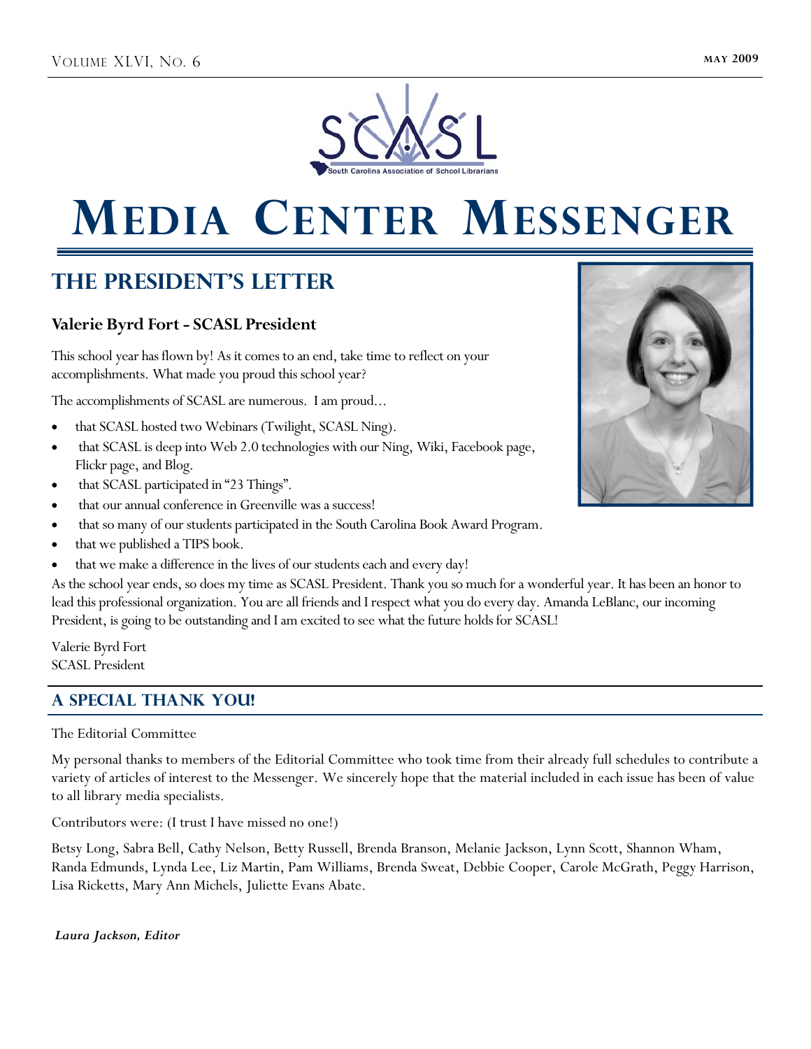# Media Center Messenger

## The President's Letter

### Valerie Byrd Fort - SCASL President

This school year has flown by! As it comes to an end, take time to reflect on your accomplishments. What made you proud this school year?

The accomplishments of SCASL are numerous. I am proud...

- that SCASL hosted two Webinars (Twilight, SCASL Ning).
- that SCASL is deep into Web 2.0 technologies with our Ning, Wiki, Facebook page, Flickr page, and Blog.
- that SCASL participated in "23 Things".
- that our annual conference in Greenville was a success!
- that so many of our students participated in the South Carolina Book Award Program.
- that we published a TIPS book.
- that we make a difference in the lives of our students each and every day!

As the school year ends, so does my time as SCASL President. Thank you so much for a wonderful year. It has been an honor to lead this professional organization. You are all friends and I respect what you do every day. Amanda LeBlanc, our incoming President, is going to be outstanding and I am excited to see what the future holds for SCASL!

Valerie Byrd Fort
SCASL President

## A Special Thank You!

The Editorial Committee

My personal thanks to members of the Editorial Committee who took time from their already full schedules to contribute a variety of articles of interest to the Messenger. We sincerely hope that the material included in each issue has been of value to all library media specialists.

Contributors were: (I trust I have missed no one!)

Betsy Long, Sabra Bell, Cathy Nelson, Betty Russell, Brenda Branson, Melanie Jackson, Lynn Scott, Shannon Wham, Randa Edmunds, Lynda Lee, Liz Martin, Pam Williams, Brenda Sweat, Debbie Cooper, Carole McGrath, Peggy Harrison, Lisa Ricketts, Mary Ann Michels, Juliette Evans Abate.

***Laura Jackson, Editor***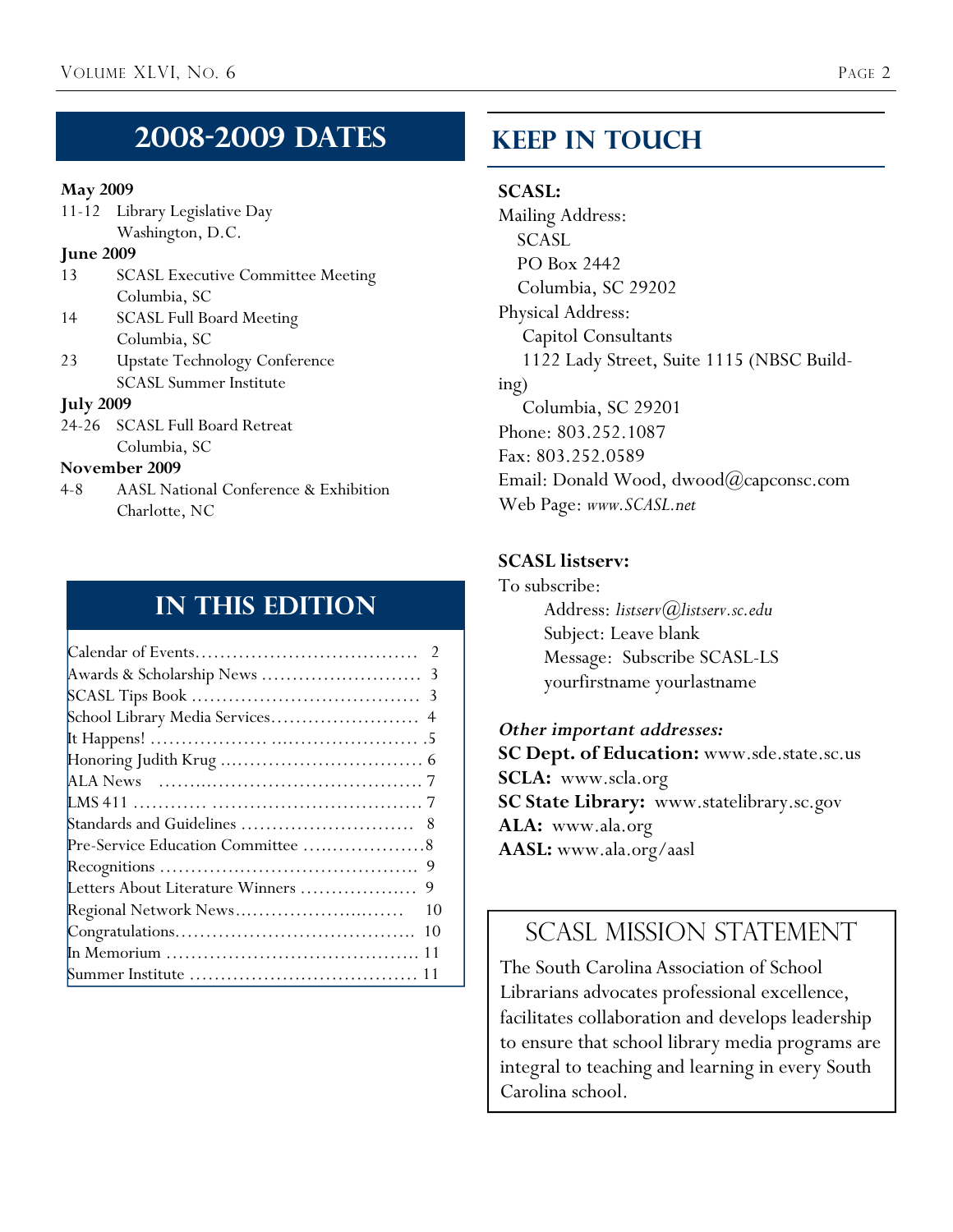## 2008-2009 DATES

**May 2009**

11-12 Library Legislative Day
Washington, D.C.

**June 2009**

13 SCASL Executive Committee Meeting
Columbia, SC

14 SCASL Full Board Meeting
Columbia, SC

23 Upstate Technology Conference
SCASL Summer Institute

**July 2009**

24-26 SCASL Full Board Retreat
Columbia, SC

**November 2009**

4-8 AASL National Conference & Exhibition
Charlotte, NC

## IN THIS EDITION

| | |
|---|---|
| Calendar of Events | 2 |
| Awards & Scholarship News | 3 |
| SCASL Tips Book | 3 |
| School Library Media Services | 4 |
| It Happens! | 5 |
| Honoring Judith Krug | 6 |
| ALA News | 7 |
| LMS 411 | 7 |
| Standards and Guidelines | 8 |
| Pre-Service Education Committee | 8 |
| Recognitions | 9 |
| Letters About Literature Winners | 9 |
| Regional Network News | 10 |
| Congratulations | 10 |
| In Memoriam | 11 |
| Summer Institute | 11 |

## KEEP IN TOUCH

**SCASL:**

Mailing Address:
SCASL
PO Box 2442
Columbia, SC 29202

Physical Address:
Capitol Consultants
1122 Lady Street, Suite 1115 (NBSC Building)
Columbia, SC 29201

Phone: 803.252.1087
Fax: 803.252.0589
Email: Donald Wood, dwood@capconsc.com
Web Page: *www.SCASL.net*

**SCASL listserv:**

To subscribe:
Address: *listserv@listserv.sc.edu*
Subject: Leave blank
Message: Subscribe SCASL-LS yourfirstname yourlastname

***Other important addresses:***

**SC Dept. of Education:** www.sde.state.sc.us
**SCLA:** www.scla.org
**SC State Library:** www.statelibrary.sc.gov
**ALA:** www.ala.org
**AASL:** www.ala.org/aasl

## SCASL MISSION STATEMENT

The South Carolina Association of School Librarians advocates professional excellence, facilitates collaboration and develops leadership to ensure that school library media programs are integral to teaching and learning in every South Carolina school.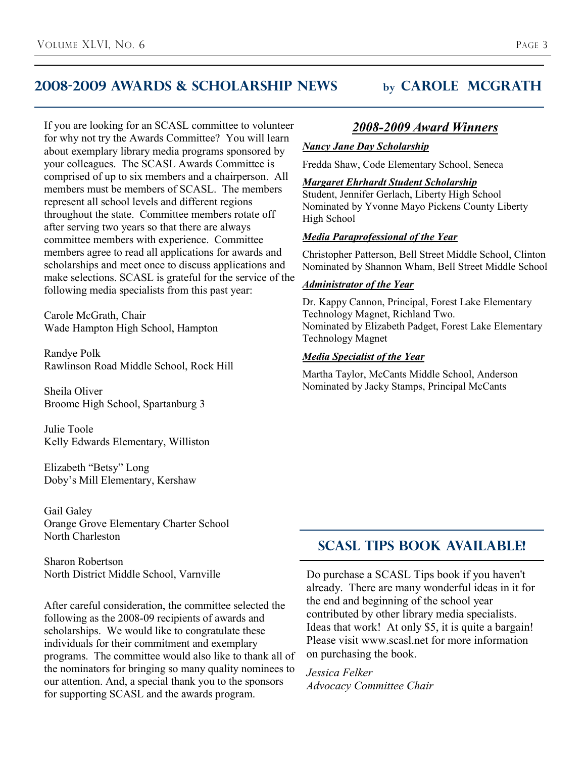## 2008-2009 Awards & Scholarship News by Carole McGrath

If you are looking for an SCASL committee to volunteer for why not try the Awards Committee? You will learn about exemplary library media programs sponsored by your colleagues. The SCASL Awards Committee is comprised of up to six members and a chairperson. All members must be members of SCASL. The members represent all school levels and different regions throughout the state. Committee members rotate off after serving two years so that there are always committee members with experience. Committee members agree to read all applications for awards and scholarships and meet once to discuss applications and make selections. SCASL is grateful for the service of the following media specialists from this past year:

Carole McGrath, Chair
Wade Hampton High School, Hampton

Randye Polk
Rawlinson Road Middle School, Rock Hill

Sheila Oliver
Broome High School, Spartanburg 3

Julie Toole
Kelly Edwards Elementary, Williston

Elizabeth "Betsy" Long
Doby's Mill Elementary, Kershaw

Gail Galey
Orange Grove Elementary Charter School
North Charleston

Sharon Robertson
North District Middle School, Varnville

After careful consideration, the committee selected the following as the 2008-09 recipients of awards and scholarships. We would like to congratulate these individuals for their commitment and exemplary programs. The committee would also like to thank all of the nominators for bringing so many quality nominees to our attention. And, a special thank you to the sponsors for supporting SCASL and the awards program.

### *2008-2009 Award Winners*

***Nancy Jane Day Scholarship***

Fredda Shaw, Code Elementary School, Seneca

***Margaret Ehrhardt Student Scholarship***

Student, Jennifer Gerlach, Liberty High School
Nominated by Yvonne Mayo Pickens County Liberty High School

***Media Paraprofessional of the Year***

Christopher Patterson, Bell Street Middle School, Clinton
Nominated by Shannon Wham, Bell Street Middle School

***Administrator of the Year***

Dr. Kappy Cannon, Principal, Forest Lake Elementary Technology Magnet, Richland Two.
Nominated by Elizabeth Padget, Forest Lake Elementary Technology Magnet

***Media Specialist of the Year***

Martha Taylor, McCants Middle School, Anderson
Nominated by Jacky Stamps, Principal McCants

## SCASL Tips Book Available!

Do purchase a SCASL Tips book if you haven't already. There are many wonderful ideas in it for the end and beginning of the school year contributed by other library media specialists. Ideas that work! At only $5, it is quite a bargain! Please visit www.scasl.net for more information on purchasing the book.

*Jessica Felker*
*Advocacy Committee Chair*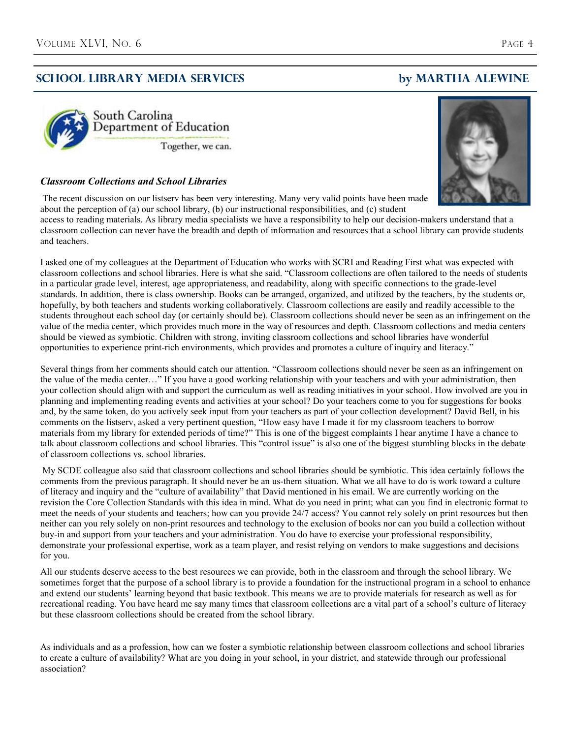## SCHOOL LIBRARY MEDIA SERVICES by MARTHA ALEWINE

South Carolina Department of Education

Together, we can.

### *Classroom Collections and School Libraries*

The recent discussion on our listserv has been very interesting. Many very valid points have been made about the perception of (a) our school library, (b) our instructional responsibilities, and (c) student access to reading materials. As library media specialists we have a responsibility to help our decision-makers understand that a classroom collection can never have the breadth and depth of information and resources that a school library can provide students and teachers.

I asked one of my colleagues at the Department of Education who works with SCRI and Reading First what was expected with classroom collections and school libraries. Here is what she said. "Classroom collections are often tailored to the needs of students in a particular grade level, interest, age appropriateness, and readability, along with specific connections to the grade-level standards. In addition, there is class ownership. Books can be arranged, organized, and utilized by the teachers, by the students or, hopefully, by both teachers and students working collaboratively. Classroom collections are easily and readily accessible to the students throughout each school day (or certainly should be). Classroom collections should never be seen as an infringement on the value of the media center, which provides much more in the way of resources and depth. Classroom collections and media centers should be viewed as symbiotic. Children with strong, inviting classroom collections and school libraries have wonderful opportunities to experience print-rich environments, which provides and promotes a culture of inquiry and literacy."

Several things from her comments should catch our attention. "Classroom collections should never be seen as an infringement on the value of the media center…" If you have a good working relationship with your teachers and with your administration, then your collection should align with and support the curriculum as well as reading initiatives in your school. How involved are you in planning and implementing reading events and activities at your school? Do your teachers come to you for suggestions for books and, by the same token, do you actively seek input from your teachers as part of your collection development? David Bell, in his comments on the listserv, asked a very pertinent question, "How easy have I made it for my classroom teachers to borrow materials from my library for extended periods of time?" This is one of the biggest complaints I hear anytime I have a chance to talk about classroom collections and school libraries. This "control issue" is also one of the biggest stumbling blocks in the debate of classroom collections vs. school libraries.

My SCDE colleague also said that classroom collections and school libraries should be symbiotic. This idea certainly follows the comments from the previous paragraph. It should never be an us-them situation. What we all have to do is work toward a culture of literacy and inquiry and the "culture of availability" that David mentioned in his email. We are currently working on the revision the Core Collection Standards with this idea in mind. What do you need in print; what can you find in electronic format to meet the needs of your students and teachers; how can you provide 24/7 access? You cannot rely solely on print resources but then neither can you rely solely on non-print resources and technology to the exclusion of books nor can you build a collection without buy-in and support from your teachers and your administration. You do have to exercise your professional responsibility, demonstrate your professional expertise, work as a team player, and resist relying on vendors to make suggestions and decisions for you.

All our students deserve access to the best resources we can provide, both in the classroom and through the school library. We sometimes forget that the purpose of a school library is to provide a foundation for the instructional program in a school to enhance and extend our students' learning beyond that basic textbook. This means we are to provide materials for research as well as for recreational reading. You have heard me say many times that classroom collections are a vital part of a school's culture of literacy but these classroom collections should be created from the school library.

As individuals and as a profession, how can we foster a symbiotic relationship between classroom collections and school libraries to create a culture of availability? What are you doing in your school, in your district, and statewide through our professional association?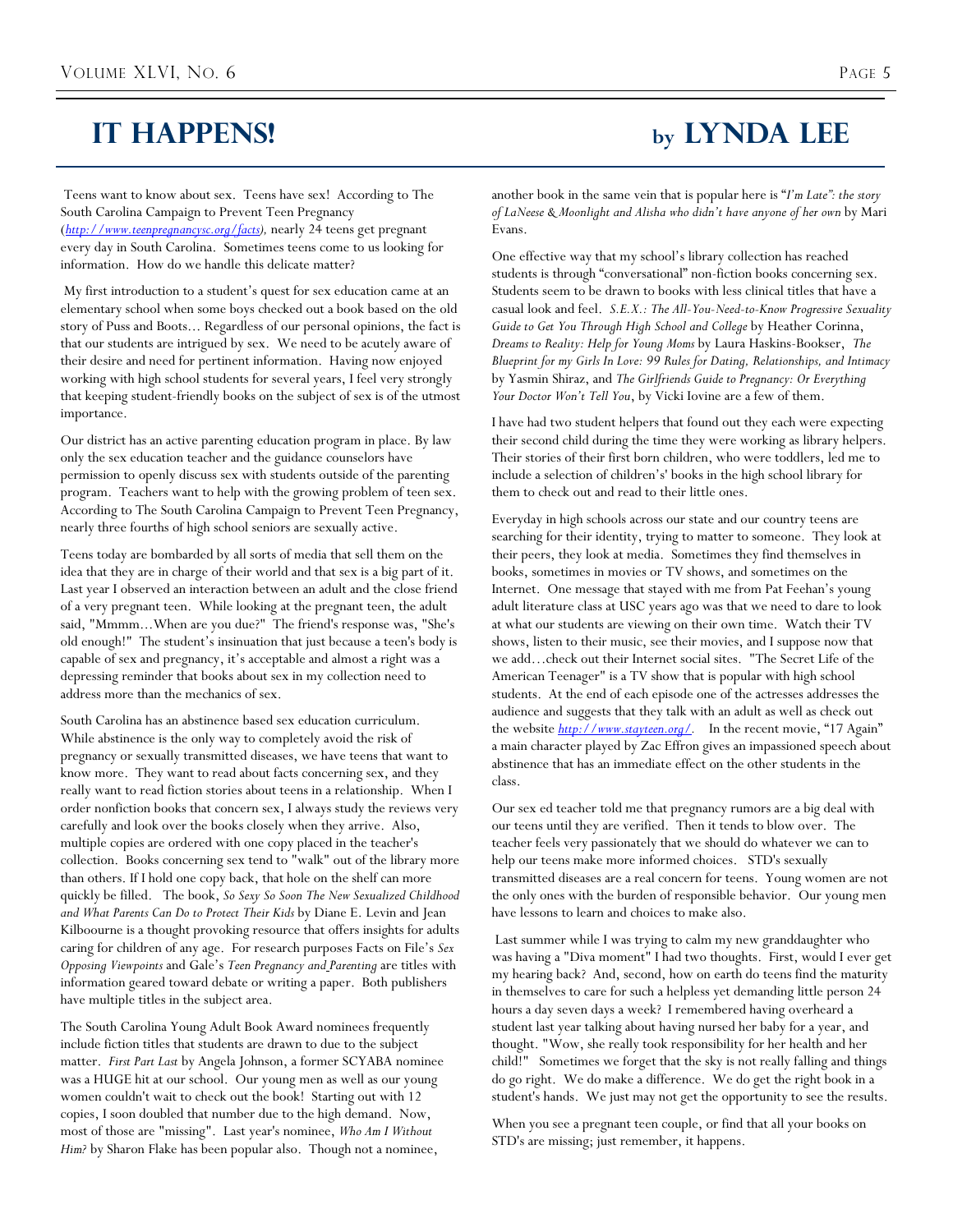# IT HAPPENS! by LYNDA LEE

Teens want to know about sex. Teens have sex! According to The South Carolina Campaign to Prevent Teen Pregnancy (*http://www.teenpregnancysc.org/facts*), nearly 24 teens get pregnant every day in South Carolina. Sometimes teens come to us looking for information. How do we handle this delicate matter?

My first introduction to a student's quest for sex education came at an elementary school when some boys checked out a book based on the old story of Puss and Boots... Regardless of our personal opinions, the fact is that our students are intrigued by sex. We need to be acutely aware of their desire and need for pertinent information. Having now enjoyed working with high school students for several years, I feel very strongly that keeping student-friendly books on the subject of sex is of the utmost importance.

Our district has an active parenting education program in place. By law only the sex education teacher and the guidance counselors have permission to openly discuss sex with students outside of the parenting program. Teachers want to help with the growing problem of teen sex. According to The South Carolina Campaign to Prevent Teen Pregnancy, nearly three fourths of high school seniors are sexually active.

Teens today are bombarded by all sorts of media that sell them on the idea that they are in charge of their world and that sex is a big part of it. Last year I observed an interaction between an adult and the close friend of a very pregnant teen. While looking at the pregnant teen, the adult said, "Mmmm…When are you due?" The friend's response was, "She's old enough!" The student's insinuation that just because a teen's body is capable of sex and pregnancy, it's acceptable and almost a right was a depressing reminder that books about sex in my collection need to address more than the mechanics of sex.

South Carolina has an abstinence based sex education curriculum. While abstinence is the only way to completely avoid the risk of pregnancy or sexually transmitted diseases, we have teens that want to know more. They want to read about facts concerning sex, and they really want to read fiction stories about teens in a relationship. When I order nonfiction books that concern sex, I always study the reviews very carefully and look over the books closely when they arrive. Also, multiple copies are ordered with one copy placed in the teacher's collection. Books concerning sex tend to "walk" out of the library more than others. If I hold one copy back, that hole on the shelf can more quickly be filled. The book, *So Sexy So Soon The New Sexualized Childhood and What Parents Can Do to Protect Their Kids* by Diane E. Levin and Jean Kilboourne is a thought provoking resource that offers insights for adults caring for children of any age. For research purposes Facts on File's *Sex Opposing Viewpoints* and Gale's *Teen Pregnancy and Parenting* are titles with information geared toward debate or writing a paper. Both publishers have multiple titles in the subject area.

The South Carolina Young Adult Book Award nominees frequently include fiction titles that students are drawn to due to the subject matter. *First Part Last* by Angela Johnson, a former SCYABA nominee was a HUGE hit at our school. Our young men as well as our young women couldn't wait to check out the book! Starting out with 12 copies, I soon doubled that number due to the high demand. Now, most of those are "missing". Last year's nominee, *Who Am I Without Him?* by Sharon Flake has been popular also. Though not a nominee, another book in the same vein that is popular here is "*I'm Late": the story of LaNeese & Moonlight and Alisha who didn't have anyone of her own* by Mari Evans.

One effective way that my school's library collection has reached students is through "conversational" non-fiction books concerning sex. Students seem to be drawn to books with less clinical titles that have a casual look and feel. *S.E.X.: The All-You-Need-to-Know Progressive Sexuality Guide to Get You Through High School and College* by Heather Corinna, *Dreams to Reality: Help for Young Moms* by Laura Haskins-Bookser, *The Blueprint for my Girls In Love: 99 Rules for Dating, Relationships, and Intimacy* by Yasmin Shiraz, and *The Girlfriends Guide to Pregnancy: Or Everything Your Doctor Won't Tell You*, by Vicki Iovine are a few of them.

I have had two student helpers that found out they each were expecting their second child during the time they were working as library helpers. Their stories of their first born children, who were toddlers, led me to include a selection of children's' books in the high school library for them to check out and read to their little ones.

Everyday in high schools across our state and our country teens are searching for their identity, trying to matter to someone. They look at their peers, they look at media. Sometimes they find themselves in books, sometimes in movies or TV shows, and sometimes on the Internet. One message that stayed with me from Pat Feehan's young adult literature class at USC years ago was that we need to dare to look at what our students are viewing on their own time. Watch their TV shows, listen to their music, see their movies, and I suppose now that we add…check out their Internet social sites. "The Secret Life of the American Teenager" is a TV show that is popular with high school students. At the end of each episode one of the actresses addresses the audience and suggests that they talk with an adult as well as check out the website *http://www.stayteen.org/*. In the recent movie, "17 Again" a main character played by Zac Effron gives an impassioned speech about abstinence that has an immediate effect on the other students in the class.

Our sex ed teacher told me that pregnancy rumors are a big deal with our teens until they are verified. Then it tends to blow over. The teacher feels very passionately that we should do whatever we can to help our teens make more informed choices. STD's sexually transmitted diseases are a real concern for teens. Young women are not the only ones with the burden of responsible behavior. Our young men have lessons to learn and choices to make also.

Last summer while I was trying to calm my new granddaughter who was having a "Diva moment" I had two thoughts. First, would I ever get my hearing back? And, second, how on earth do teens find the maturity in themselves to care for such a helpless yet demanding little person 24 hours a day seven days a week? I remembered having overheard a student last year talking about having nursed her baby for a year, and thought. "Wow, she really took responsibility for her health and her child!" Sometimes we forget that the sky is not really falling and things do go right. We do make a difference. We do get the right book in a student's hands. We just may not get the opportunity to see the results.

When you see a pregnant teen couple, or find that all your books on STD's are missing; just remember, it happens.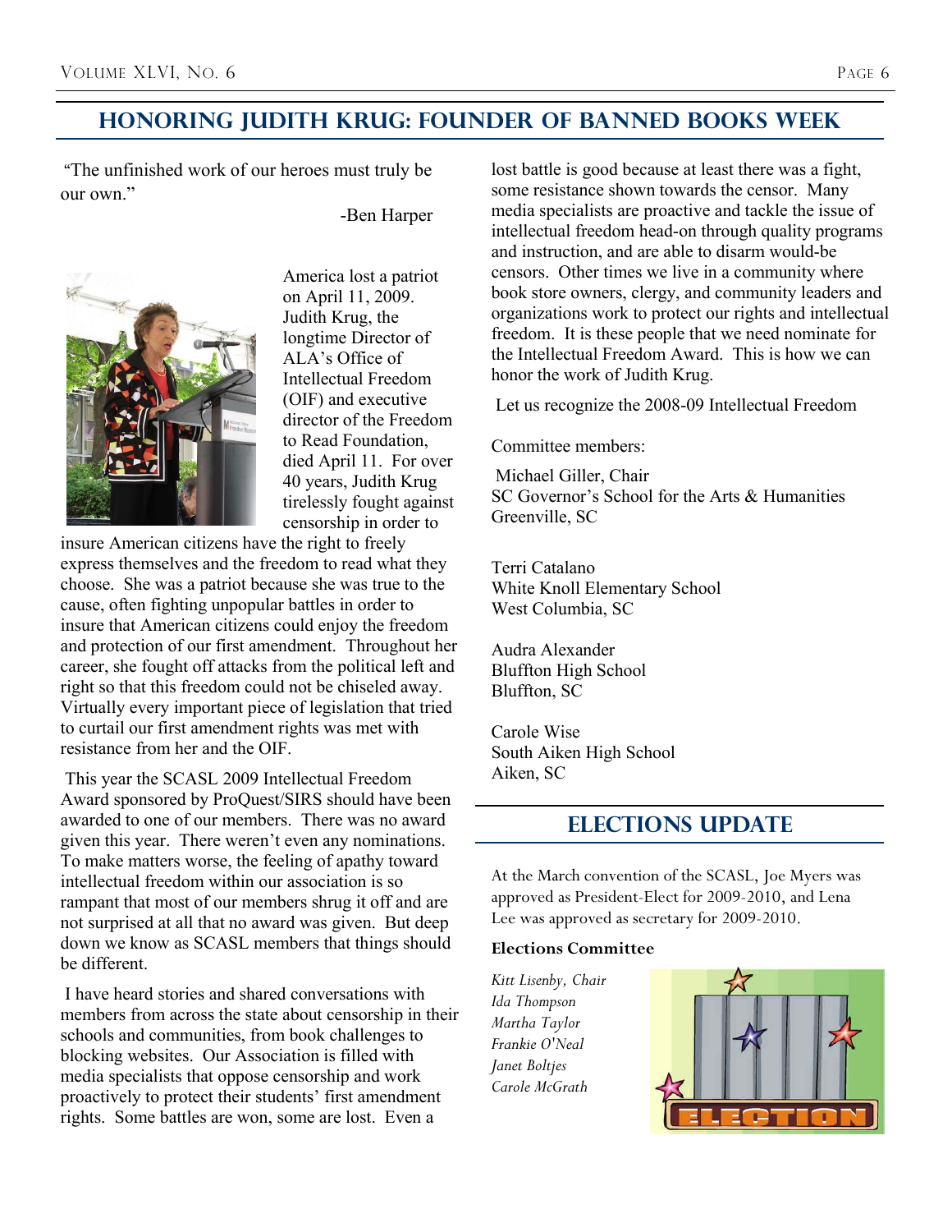## Honoring Judith Krug: Founder of Banned Books Week

"The unfinished work of our heroes must truly be our own."

-Ben Harper

America lost a patriot on April 11, 2009. Judith Krug, the longtime Director of ALA's Office of Intellectual Freedom (OIF) and executive director of the Freedom to Read Foundation, died April 11. For over 40 years, Judith Krug tirelessly fought against censorship in order to insure American citizens have the right to freely express themselves and the freedom to read what they choose. She was a patriot because she was true to the cause, often fighting unpopular battles in order to insure that American citizens could enjoy the freedom and protection of our first amendment. Throughout her career, she fought off attacks from the political left and right so that this freedom could not be chiseled away. Virtually every important piece of legislation that tried to curtail our first amendment rights was met with resistance from her and the OIF.

This year the SCASL 2009 Intellectual Freedom Award sponsored by ProQuest/SIRS should have been awarded to one of our members. There was no award given this year. There weren't even any nominations. To make matters worse, the feeling of apathy toward intellectual freedom within our association is so rampant that most of our members shrug it off and are not surprised at all that no award was given. But deep down we know as SCASL members that things should be different.

I have heard stories and shared conversations with members from across the state about censorship in their schools and communities, from book challenges to blocking websites. Our Association is filled with media specialists that oppose censorship and work proactively to protect their students' first amendment rights. Some battles are won, some are lost. Even a lost battle is good because at least there was a fight, some resistance shown towards the censor. Many media specialists are proactive and tackle the issue of intellectual freedom head-on through quality programs and instruction, and are able to disarm would-be censors. Other times we live in a community where book store owners, clergy, and community leaders and organizations work to protect our rights and intellectual freedom. It is these people that we need nominate for the Intellectual Freedom Award. This is how we can honor the work of Judith Krug.

Let us recognize the 2008-09 Intellectual Freedom

Committee members:

Michael Giller, Chair
SC Governor's School for the Arts & Humanities
Greenville, SC

Terri Catalano
White Knoll Elementary School
West Columbia, SC

Audra Alexander
Bluffton High School
Bluffton, SC

Carole Wise
South Aiken High School
Aiken, SC

## Elections Update

At the March convention of the SCASL, Joe Myers was approved as President-Elect for 2009-2010, and Lena Lee was approved as secretary for 2009-2010.

**Elections Committee**

*Kitt Lisenby, Chair*
*Ida Thompson*
*Martha Taylor*
*Frankie O'Neal*
*Janet Boltjes*
*Carole McGrath*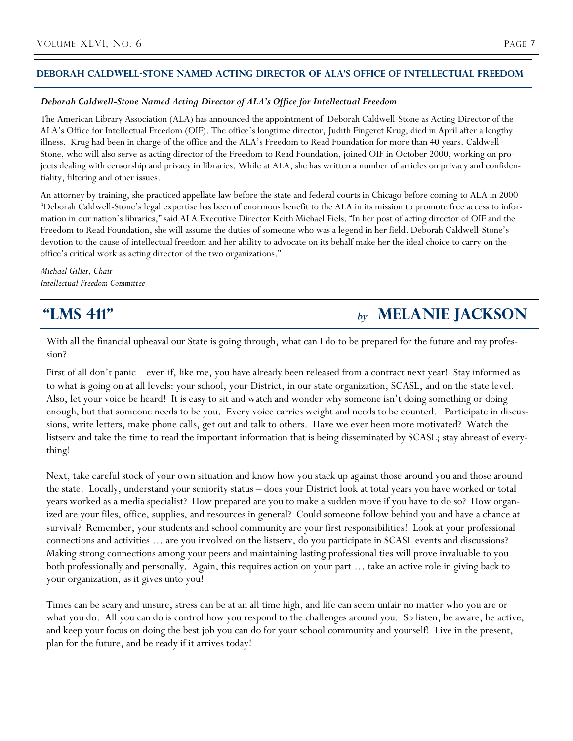## DEBORAH CALDWELL-STONE NAMED ACTING DIRECTOR OF ALA'S OFFICE OF INTELLECTUAL FREEDOM

***Deborah Caldwell-Stone Named Acting Director of ALA's Office for Intellectual Freedom***

The American Library Association (ALA) has announced the appointment of Deborah Caldwell-Stone as Acting Director of the ALA's Office for Intellectual Freedom (OIF). The office's longtime director, Judith Fingeret Krug, died in April after a lengthy illness. Krug had been in charge of the office and the ALA's Freedom to Read Foundation for more than 40 years. Caldwell-Stone, who will also serve as acting director of the Freedom to Read Foundation, joined OIF in October 2000, working on projects dealing with censorship and privacy in libraries. While at ALA, she has written a number of articles on privacy and confidentiality, filtering and other issues.

An attorney by training, she practiced appellate law before the state and federal courts in Chicago before coming to ALA in 2000 "Deborah Caldwell-Stone's legal expertise has been of enormous benefit to the ALA in its mission to promote free access to information in our nation's libraries," said ALA Executive Director Keith Michael Fiels. "In her post of acting director of OIF and the Freedom to Read Foundation, she will assume the duties of someone who was a legend in her field. Deborah Caldwell-Stone's devotion to the cause of intellectual freedom and her ability to advocate on its behalf make her the ideal choice to carry on the office's critical work as acting director of the two organizations."

*Michael Giller, Chair*
*Intellectual Freedom Committee*

## "LMS 411" *by* MELANIE JACKSON

With all the financial upheaval our State is going through, what can I do to be prepared for the future and my profession?

First of all don't panic – even if, like me, you have already been released from a contract next year! Stay informed as to what is going on at all levels: your school, your District, in our state organization, SCASL, and on the state level. Also, let your voice be heard! It is easy to sit and watch and wonder why someone isn't doing something or doing enough, but that someone needs to be you. Every voice carries weight and needs to be counted. Participate in discussions, write letters, make phone calls, get out and talk to others. Have we ever been more motivated? Watch the listserv and take the time to read the important information that is being disseminated by SCASL; stay abreast of everything!

Next, take careful stock of your own situation and know how you stack up against those around you and those around the state. Locally, understand your seniority status – does your District look at total years you have worked or total years worked as a media specialist? How prepared are you to make a sudden move if you have to do so? How organized are your files, office, supplies, and resources in general? Could someone follow behind you and have a chance at survival? Remember, your students and school community are your first responsibilities! Look at your professional connections and activities … are you involved on the listserv, do you participate in SCASL events and discussions? Making strong connections among your peers and maintaining lasting professional ties will prove invaluable to you both professionally and personally. Again, this requires action on your part … take an active role in giving back to your organization, as it gives unto you!

Times can be scary and unsure, stress can be at an all time high, and life can seem unfair no matter who you are or what you do. All you can do is control how you respond to the challenges around you. So listen, be aware, be active, and keep your focus on doing the best job you can do for your school community and yourself! Live in the present, plan for the future, and be ready if it arrives today!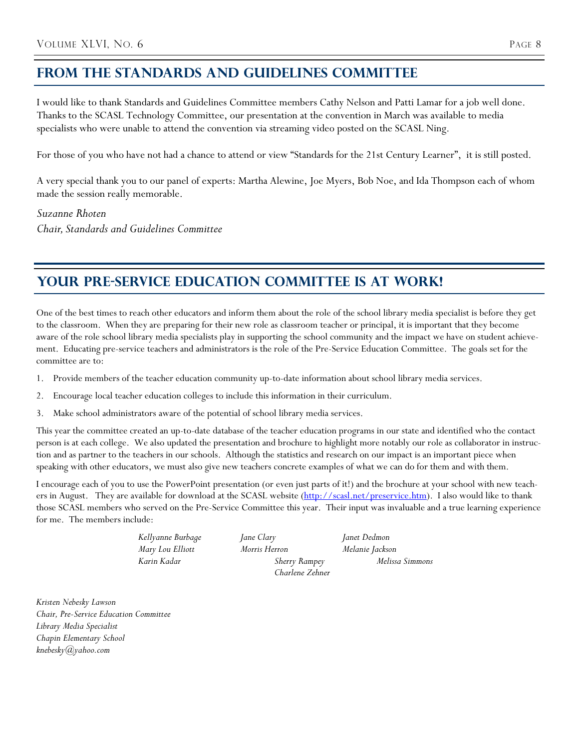## FROM THE STANDARDS AND GUIDELINES COMMITTEE

I would like to thank Standards and Guidelines Committee members Cathy Nelson and Patti Lamar for a job well done. Thanks to the SCASL Technology Committee, our presentation at the convention in March was available to media specialists who were unable to attend the convention via streaming video posted on the SCASL Ning.

For those of you who have not had a chance to attend or view "Standards for the 21st Century Learner", it is still posted.

A very special thank you to our panel of experts: Martha Alewine, Joe Myers, Bob Noe, and Ida Thompson each of whom made the session really memorable.

*Suzanne Rhoten*
*Chair, Standards and Guidelines Committee*

## YOUR PRE-SERVICE EDUCATION COMMITTEE IS AT WORK!

One of the best times to reach other educators and inform them about the role of the school library media specialist is before they get to the classroom. When they are preparing for their new role as classroom teacher or principal, it is important that they become aware of the role school library media specialists play in supporting the school community and the impact we have on student achievement. Educating pre-service teachers and administrators is the role of the Pre-Service Education Committee. The goals set for the committee are to:

1. Provide members of the teacher education community up-to-date information about school library media services.
2. Encourage local teacher education colleges to include this information in their curriculum.
3. Make school administrators aware of the potential of school library media services.

This year the committee created an up-to-date database of the teacher education programs in our state and identified who the contact person is at each college. We also updated the presentation and brochure to highlight more notably our role as collaborator in instruction and as partner to the teachers in our schools. Although the statistics and research on our impact is an important piece when speaking with other educators, we must also give new teachers concrete examples of what we can do for them and with them.

I encourage each of you to use the PowerPoint presentation (or even just parts of it!) and the brochure at your school with new teachers in August. They are available for download at the SCASL website (http://scasl.net/preservice.htm). I also would like to thank those SCASL members who served on the Pre-Service Committee this year. Their input was invaluable and a true learning experience for me. The members include:

*Kellyanne Burbage*
*Jane Clary*
*Janet Dedmon*
*Mary Lou Elliott*
*Morris Herron*
*Melanie Jackson*
*Karin Kadar*
*Sherry Rampey*
*Melissa Simmons*
*Charlene Zehner*

*Kristen Nebesky Lawson*
*Chair, Pre-Service Education Committee*
*Library Media Specialist*
*Chapin Elementary School*
*knebesky@yahoo.com*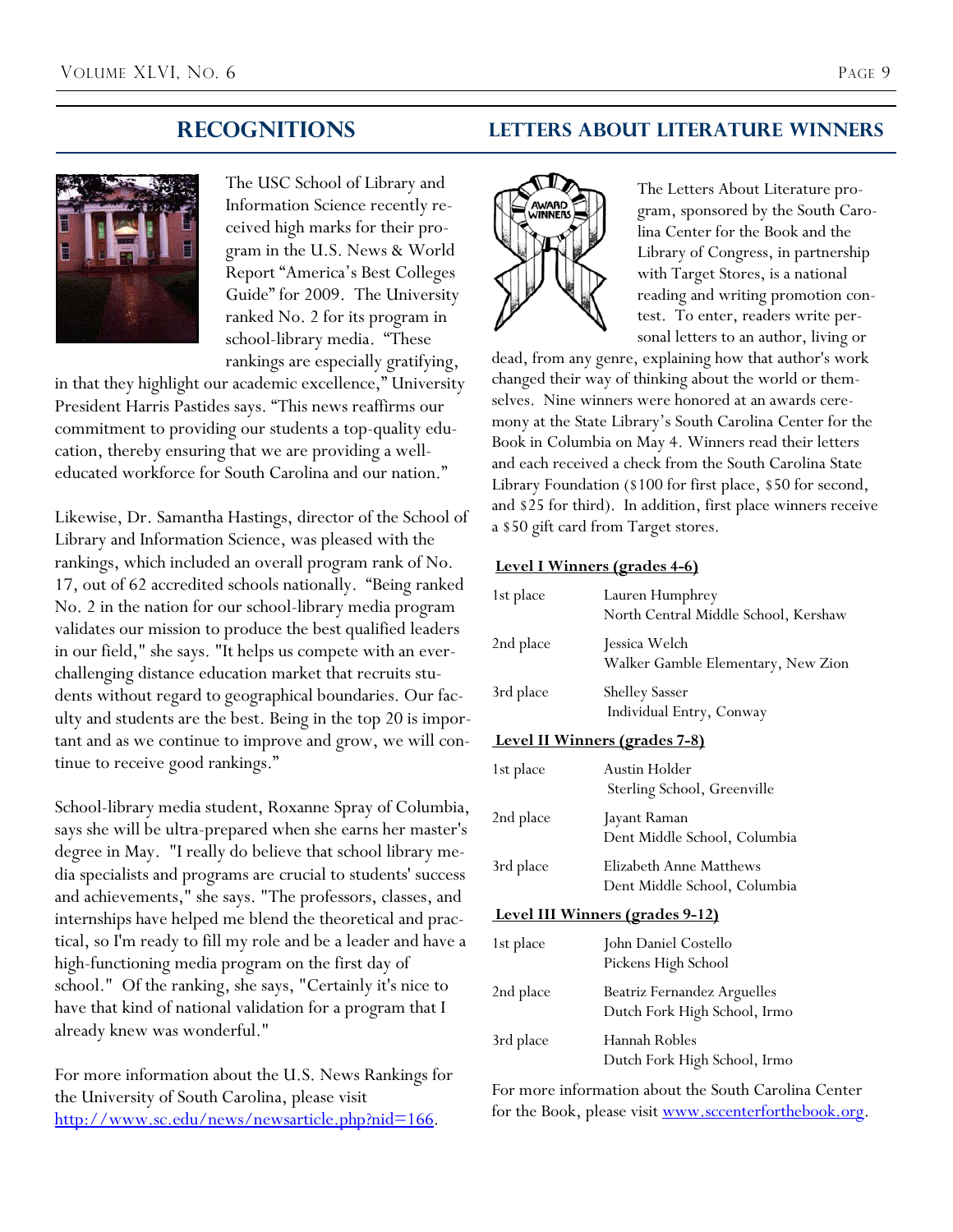## Recognitions

The USC School of Library and Information Science recently received high marks for their program in the U.S. News & World Report "America's Best Colleges Guide" for 2009. The University ranked No. 2 for its program in school-library media. "These rankings are especially gratifying, in that they highlight our academic excellence," University President Harris Pastides says. "This news reaffirms our commitment to providing our students a top-quality education, thereby ensuring that we are providing a well-educated workforce for South Carolina and our nation."

Likewise, Dr. Samantha Hastings, director of the School of Library and Information Science, was pleased with the rankings, which included an overall program rank of No. 17, out of 62 accredited schools nationally. "Being ranked No. 2 in the nation for our school-library media program validates our mission to produce the best qualified leaders in our field," she says. "It helps us compete with an ever-challenging distance education market that recruits students without regard to geographical boundaries. Our faculty and students are the best. Being in the top 20 is important and as we continue to improve and grow, we will continue to receive good rankings."

School-library media student, Roxanne Spray of Columbia, says she will be ultra-prepared when she earns her master's degree in May. "I really do believe that school library media specialists and programs are crucial to students' success and achievements," she says. "The professors, classes, and internships have helped me blend the theoretical and practical, so I'm ready to fill my role and be a leader and have a high-functioning media program on the first day of school." Of the ranking, she says, "Certainly it's nice to have that kind of national validation for a program that I already knew was wonderful."

For more information about the U.S. News Rankings for the University of South Carolina, please visit [http://www.sc.edu/news/newsarticle.php?nid=166](http://www.sc.edu/news/newsarticle.php?nid=166).

## Letters About Literature Winners

The Letters About Literature program, sponsored by the South Carolina Center for the Book and the Library of Congress, in partnership with Target Stores, is a national reading and writing promotion contest. To enter, readers write personal letters to an author, living or dead, from any genre, explaining how that author's work changed their way of thinking about the world or themselves. Nine winners were honored at an awards ceremony at the State Library's South Carolina Center for the Book in Columbia on May 4. Winners read their letters and each received a check from the South Carolina State Library Foundation ($100 for first place, $50 for second, and $25 for third). In addition, first place winners receive a $50 gift card from Target stores.

**Level I Winners (grades 4-6)**

| | |
|---|---|
| 1st place | Lauren Humphrey<br>North Central Middle School, Kershaw |
| 2nd place | Jessica Welch<br>Walker Gamble Elementary, New Zion |
| 3rd place | Shelley Sasser<br>Individual Entry, Conway |

**Level II Winners (grades 7-8)**

| | |
|---|---|
| 1st place | Austin Holder<br>Sterling School, Greenville |
| 2nd place | Jayant Raman<br>Dent Middle School, Columbia |
| 3rd place | Elizabeth Anne Matthews<br>Dent Middle School, Columbia |

**Level III Winners (grades 9-12)**

| | |
|---|---|
| 1st place | John Daniel Costello<br>Pickens High School |
| 2nd place | Beatriz Fernandez Arguelles<br>Dutch Fork High School, Irmo |
| 3rd place | Hannah Robles<br>Dutch Fork High School, Irmo |

For more information about the South Carolina Center for the Book, please visit [www.sccenterforthebook.org](http://www.sccenterforthebook.org).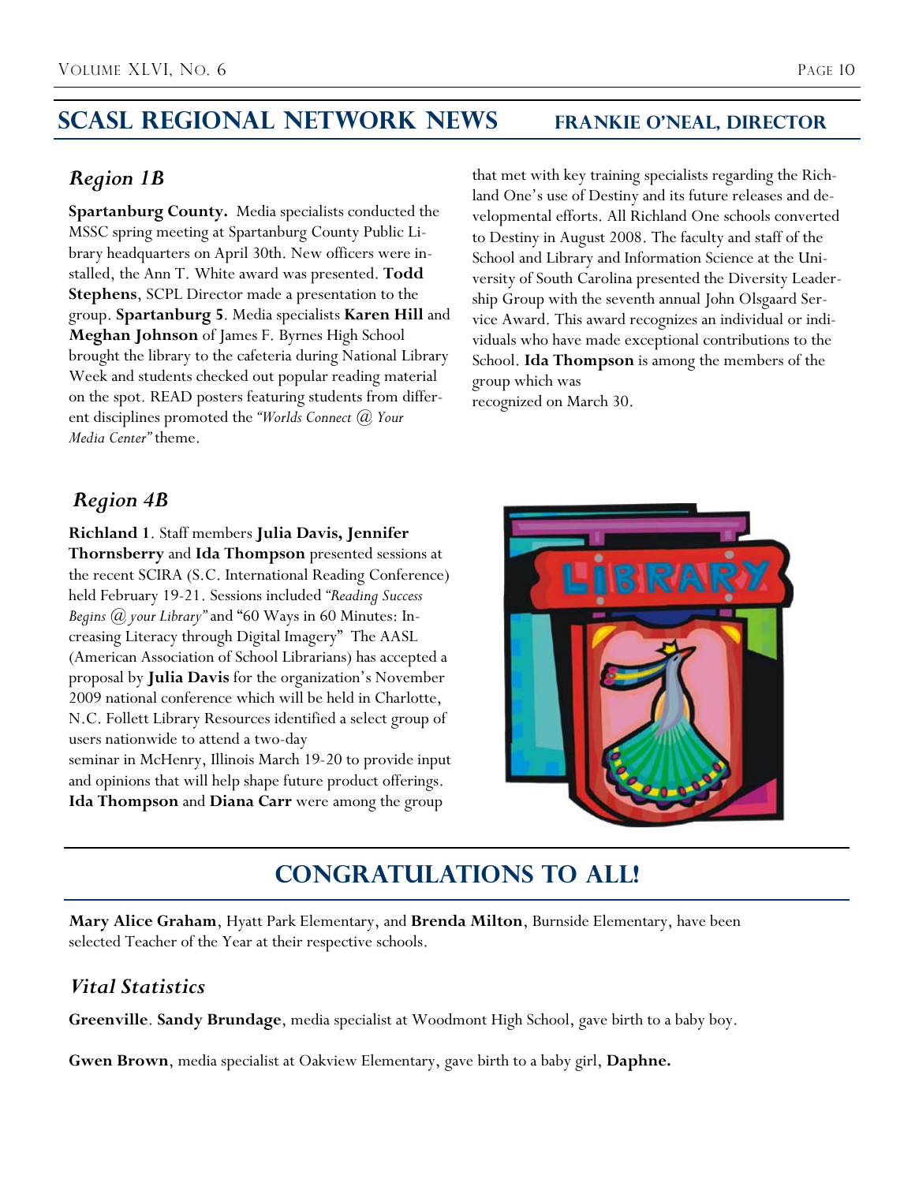## SCASL Regional Network News — Frankie O'Neal, Director

### *Region 1B*

**Spartanburg County.** Media specialists conducted the MSSC spring meeting at Spartanburg County Public Library headquarters on April 30th. New officers were installed, the Ann T. White award was presented. **Todd Stephens**, SCPL Director made a presentation to the group. **Spartanburg 5**. Media specialists **Karen Hill** and **Meghan Johnson** of James F. Byrnes High School brought the library to the cafeteria during National Library Week and students checked out popular reading material on the spot. READ posters featuring students from different disciplines promoted the *"Worlds Connect @ Your Media Center"* theme.

### *Region 4B*

**Richland 1**. Staff members **Julia Davis, Jennifer Thornsberry** and **Ida Thompson** presented sessions at the recent SCIRA (S.C. International Reading Conference) held February 19-21. Sessions included *"Reading Success Begins @ your Library"* and "60 Ways in 60 Minutes: Increasing Literacy through Digital Imagery" The AASL (American Association of School Librarians) has accepted a proposal by **Julia Davis** for the organization's November 2009 national conference which will be held in Charlotte, N.C. Follett Library Resources identified a select group of users nationwide to attend a two-day seminar in McHenry, Illinois March 19-20 to provide input and opinions that will help shape future product offerings. **Ida Thompson** and **Diana Carr** were among the group that met with key training specialists regarding the Richland One's use of Destiny and its future releases and developmental efforts. All Richland One schools converted to Destiny in August 2008. The faculty and staff of the School and Library and Information Science at the University of South Carolina presented the Diversity Leadership Group with the seventh annual John Olsgaard Service Award. This award recognizes an individual or individuals who have made exceptional contributions to the School. **Ida Thompson** is among the members of the group which was recognized on March 30.

## Congratulations to All!

**Mary Alice Graham**, Hyatt Park Elementary, and **Brenda Milton**, Burnside Elementary, have been selected Teacher of the Year at their respective schools.

### *Vital Statistics*

**Greenville**. **Sandy Brundage**, media specialist at Woodmont High School, gave birth to a baby boy.

**Gwen Brown**, media specialist at Oakview Elementary, gave birth to a baby girl, **Daphne.**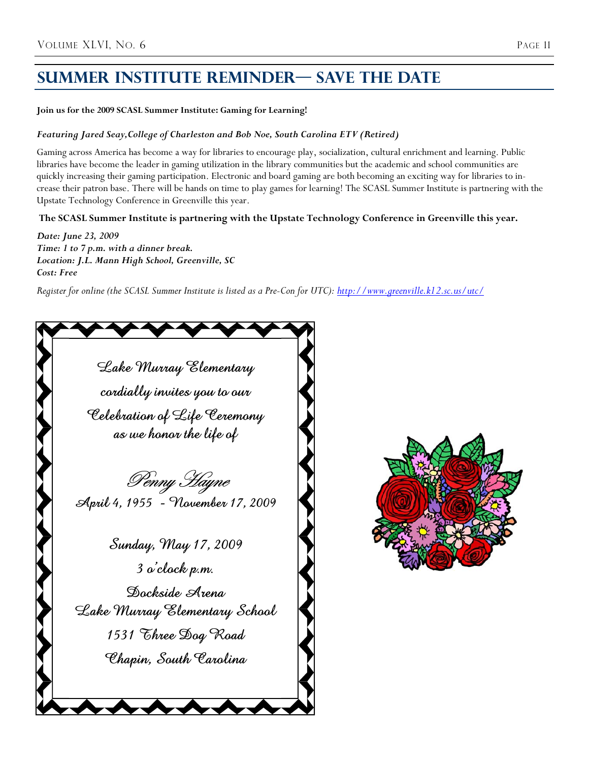# Summer Institute Reminder— Save the Date

**Join us for the 2009 SCASL Summer Institute: Gaming for Learning!**

***Featuring Jared Seay,College of Charleston and Bob Noe, South Carolina ETV (Retired)***

Gaming across America has become a way for libraries to encourage play, socialization, cultural enrichment and learning. Public libraries have become the leader in gaming utilization in the library communities but the academic and school communities are quickly increasing their gaming participation. Electronic and board gaming are both becoming an exciting way for libraries to increase their patron base. There will be hands on time to play games for learning! The SCASL Summer Institute is partnering with the Upstate Technology Conference in Greenville this year.

**The SCASL Summer Institute is partnering with the Upstate Technology Conference in Greenville this year.**

***Date: June 23, 2009***
***Time: 1 to 7 p.m. with a dinner break.***
***Location: J.L. Mann High School, Greenville, SC***
***Cost: Free***

*Register for online (the SCASL Summer Institute is listed as a Pre-Con for UTC): http://www.greenville.k12.sc.us/utc/*

Lake Murray Elementary
cordially invites you to our
Celebration of Life Ceremony
as we honor the life of

Penny Hayne
April 4, 1955 - November 17, 2009

Sunday, May 17, 2009
3 o'clock p.m.
Dockside Arena
Lake Murray Elementary School
1531 Three Dog Road
Chapin, South Carolina